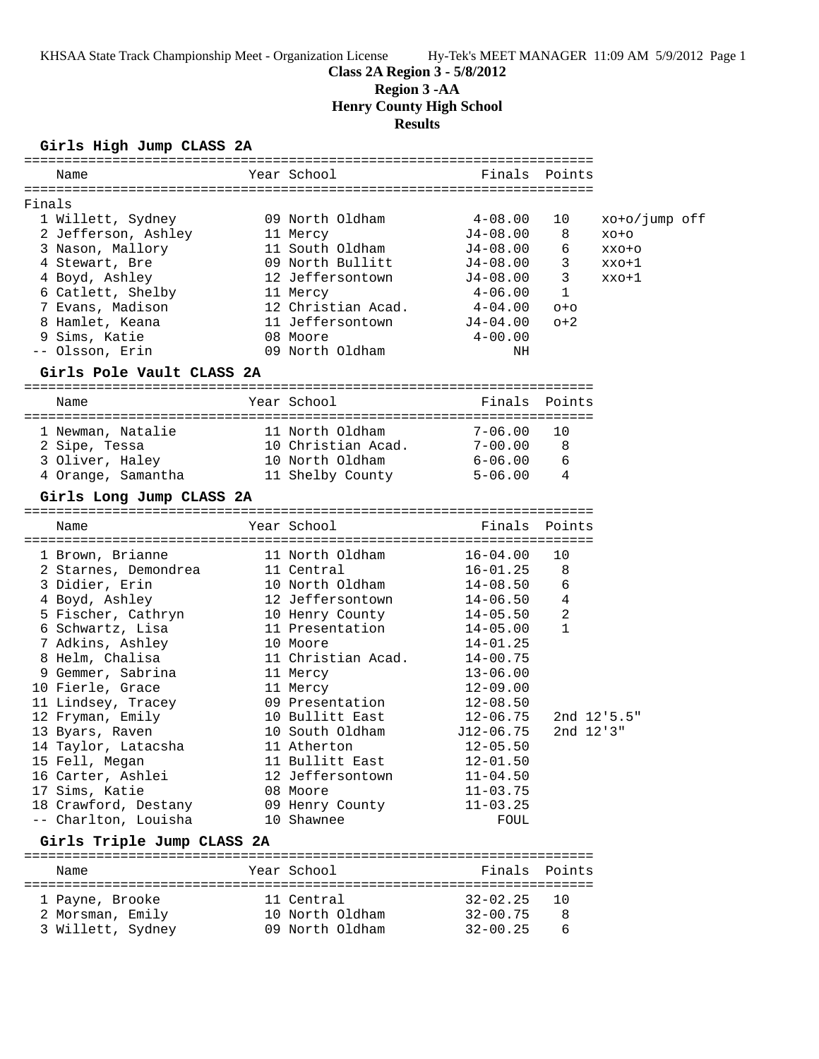KHSAA State Track Championship Meet - Organization License    Hy-Tek's MEET MANAGER 11:09 AM 5/9/2012 Page 1

# Class 2A Region 3 - 5/8/2012
## Region 3 -AA
## Henry County High School
## Results

### Girls High Jump CLASS 2A

**Finals**

| Place | Name | Year | School | Finals | Points | |
|---|---|---|---|---|---|---|
| 1 | Willett, Sydney | 09 | North Oldham | 4-08.00 | 10 | xo+o/jump off |
| 2 | Jefferson, Ashley | 11 | Mercy | J4-08.00 | 8 | xo+o |
| 3 | Nason, Mallory | 11 | South Oldham | J4-08.00 | 6 | xxo+o |
| 4 | Stewart, Bre | 09 | North Bullitt | J4-08.00 | 3 | xxo+1 |
| 4 | Boyd, Ashley | 12 | Jeffersontown | J4-08.00 | 3 | xxo+1 |
| 6 | Catlett, Shelby | 11 | Mercy | 4-06.00 | 1 | |
| 7 | Evans, Madison | 12 | Christian Acad. | 4-04.00 | o+o | |
| 8 | Hamlet, Keana | 11 | Jeffersontown | J4-04.00 | o+2 | |
| 9 | Sims, Katie | 08 | Moore | 4-00.00 | | |
| -- | Olsson, Erin | 09 | North Oldham | NH | | |

### Girls Pole Vault CLASS 2A

| Place | Name | Year | School | Finals | Points |
|---|---|---|---|---|---|
| 1 | Newman, Natalie | 11 | North Oldham | 7-06.00 | 10 |
| 2 | Sipe, Tessa | 10 | Christian Acad. | 7-00.00 | 8 |
| 3 | Oliver, Haley | 10 | North Oldham | 6-06.00 | 6 |
| 4 | Orange, Samantha | 11 | Shelby County | 5-06.00 | 4 |

### Girls Long Jump CLASS 2A

| Place | Name | Year | School | Finals | Points |
|---|---|---|---|---|---|
| 1 | Brown, Brianne | 11 | North Oldham | 16-04.00 | 10 |
| 2 | Starnes, Demondrea | 11 | Central | 16-01.25 | 8 |
| 3 | Didier, Erin | 10 | North Oldham | 14-08.50 | 6 |
| 4 | Boyd, Ashley | 12 | Jeffersontown | 14-06.50 | 4 |
| 5 | Fischer, Cathryn | 10 | Henry County | 14-05.50 | 2 |
| 6 | Schwartz, Lisa | 11 | Presentation | 14-05.00 | 1 |
| 7 | Adkins, Ashley | 10 | Moore | 14-01.25 | |
| 8 | Helm, Chalisa | 11 | Christian Acad. | 14-00.75 | |
| 9 | Gemmer, Sabrina | 11 | Mercy | 13-06.00 | |
| 10 | Fierle, Grace | 11 | Mercy | 12-09.00 | |
| 11 | Lindsey, Tracey | 09 | Presentation | 12-08.50 | |
| 12 | Fryman, Emily | 10 | Bullitt East | 12-06.75 | 2nd 12'5.5" |
| 13 | Byars, Raven | 10 | South Oldham | J12-06.75 | 2nd 12'3" |
| 14 | Taylor, Latacsha | 11 | Atherton | 12-05.50 | |
| 15 | Fell, Megan | 11 | Bullitt East | 12-01.50 | |
| 16 | Carter, Ashlei | 12 | Jeffersontown | 11-04.50 | |
| 17 | Sims, Katie | 08 | Moore | 11-03.75 | |
| 18 | Crawford, Destany | 09 | Henry County | 11-03.25 | |
| -- | Charlton, Louisha | 10 | Shawnee | FOUL | |

### Girls Triple Jump CLASS 2A

| Place | Name | Year | School | Finals | Points |
|---|---|---|---|---|---|
| 1 | Payne, Brooke | 11 | Central | 32-02.25 | 10 |
| 2 | Morsman, Emily | 10 | North Oldham | 32-00.75 | 8 |
| 3 | Willett, Sydney | 09 | North Oldham | 32-00.25 | 6 |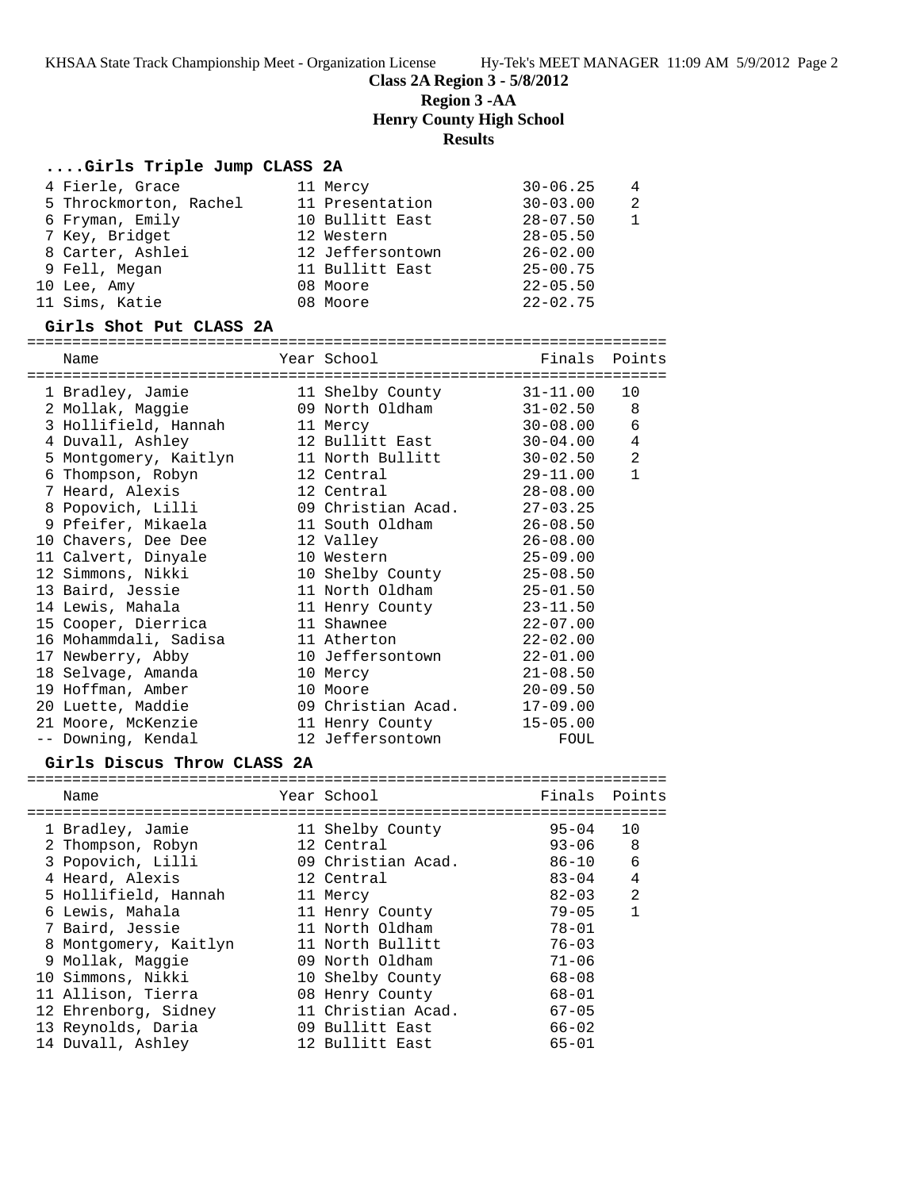**Class 2A Region 3 - 5/8/2012**

**Region 3 -AA**

**Henry County High School**

**Results**

### ....Girls Triple Jump CLASS 2A

| Place | Name | Year | School | Finals | Points |
|---|---|---|---|---|---|
| 4 | Fierle, Grace | 11 | Mercy | 30-06.25 | 4 |
| 5 | Throckmorton, Rachel | 11 | Presentation | 30-03.00 | 2 |
| 6 | Fryman, Emily | 10 | Bullitt East | 28-07.50 | 1 |
| 7 | Key, Bridget | 12 | Western | 28-05.50 | |
| 8 | Carter, Ashlei | 12 | Jeffersontown | 26-02.00 | |
| 9 | Fell, Megan | 11 | Bullitt East | 25-00.75 | |
| 10 | Lee, Amy | 08 | Moore | 22-05.50 | |
| 11 | Sims, Katie | 08 | Moore | 22-02.75 | |

### Girls Shot Put CLASS 2A

| Place | Name | Year | School | Finals | Points |
|---|---|---|---|---|---|
| 1 | Bradley, Jamie | 11 | Shelby County | 31-11.00 | 10 |
| 2 | Mollak, Maggie | 09 | North Oldham | 31-02.50 | 8 |
| 3 | Hollifield, Hannah | 11 | Mercy | 30-08.00 | 6 |
| 4 | Duvall, Ashley | 12 | Bullitt East | 30-04.00 | 4 |
| 5 | Montgomery, Kaitlyn | 11 | North Bullitt | 30-02.50 | 2 |
| 6 | Thompson, Robyn | 12 | Central | 29-11.00 | 1 |
| 7 | Heard, Alexis | 12 | Central | 28-08.00 | |
| 8 | Popovich, Lilli | 09 | Christian Acad. | 27-03.25 | |
| 9 | Pfeifer, Mikaela | 11 | South Oldham | 26-08.50 | |
| 10 | Chavers, Dee Dee | 12 | Valley | 26-08.00 | |
| 11 | Calvert, Dinyale | 10 | Western | 25-09.00 | |
| 12 | Simmons, Nikki | 10 | Shelby County | 25-08.50 | |
| 13 | Baird, Jessie | 11 | North Oldham | 25-01.50 | |
| 14 | Lewis, Mahala | 11 | Henry County | 23-11.50 | |
| 15 | Cooper, Dierrica | 11 | Shawnee | 22-07.00 | |
| 16 | Mohammdali, Sadisa | 11 | Atherton | 22-02.00 | |
| 17 | Newberry, Abby | 10 | Jeffersontown | 22-01.00 | |
| 18 | Selvage, Amanda | 10 | Mercy | 21-08.50 | |
| 19 | Hoffman, Amber | 10 | Moore | 20-09.50 | |
| 20 | Luette, Maddie | 09 | Christian Acad. | 17-09.00 | |
| 21 | Moore, McKenzie | 11 | Henry County | 15-05.00 | |
| -- | Downing, Kendal | 12 | Jeffersontown | FOUL | |

### Girls Discus Throw CLASS 2A

| Place | Name | Year | School | Finals | Points |
|---|---|---|---|---|---|
| 1 | Bradley, Jamie | 11 | Shelby County | 95-04 | 10 |
| 2 | Thompson, Robyn | 12 | Central | 93-06 | 8 |
| 3 | Popovich, Lilli | 09 | Christian Acad. | 86-10 | 6 |
| 4 | Heard, Alexis | 12 | Central | 83-04 | 4 |
| 5 | Hollifield, Hannah | 11 | Mercy | 82-03 | 2 |
| 6 | Lewis, Mahala | 11 | Henry County | 79-05 | 1 |
| 7 | Baird, Jessie | 11 | North Oldham | 78-01 | |
| 8 | Montgomery, Kaitlyn | 11 | North Bullitt | 76-03 | |
| 9 | Mollak, Maggie | 09 | North Oldham | 71-06 | |
| 10 | Simmons, Nikki | 10 | Shelby County | 68-08 | |
| 11 | Allison, Tierra | 08 | Henry County | 68-01 | |
| 12 | Ehrenborg, Sidney | 11 | Christian Acad. | 67-05 | |
| 13 | Reynolds, Daria | 09 | Bullitt East | 66-02 | |
| 14 | Duvall, Ashley | 12 | Bullitt East | 65-01 | |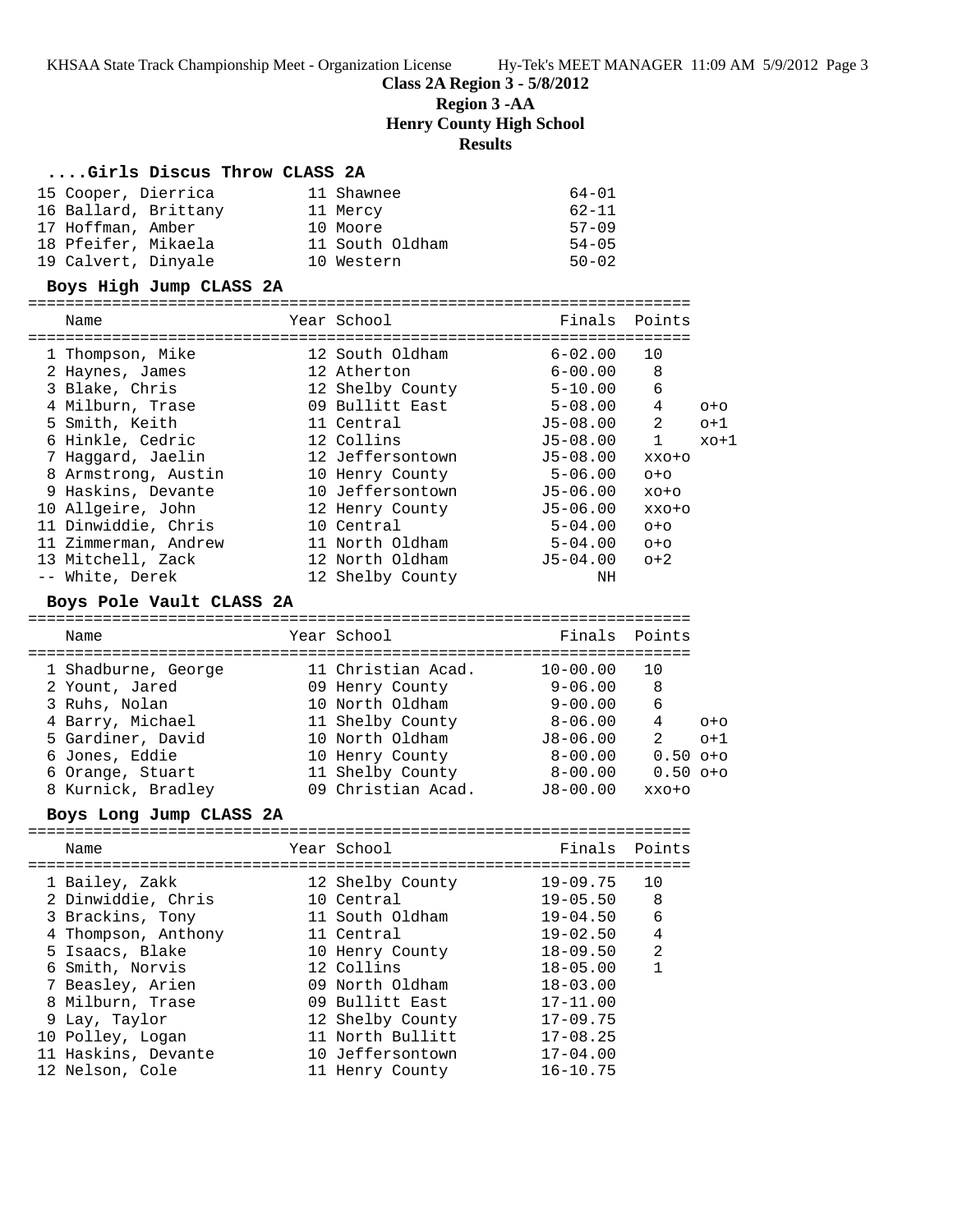**Class 2A Region 3 - 5/8/2012**
**Region 3 -AA**
**Henry County High School**
**Results**

### ....Girls Discus Throw CLASS 2A

| Place | Name | Year | School | Finals |
|---|---|---|---|---|
| 15 | Cooper, Dierrica | 11 | Shawnee | 64-01 |
| 16 | Ballard, Brittany | 11 | Mercy | 62-11 |
| 17 | Hoffman, Amber | 10 | Moore | 57-09 |
| 18 | Pfeifer, Mikaela | 11 | South Oldham | 54-05 |
| 19 | Calvert, Dinyale | 10 | Western | 50-02 |

### Boys High Jump CLASS 2A

| Place | Name | Year | School | Finals | Points | |
|---|---|---|---|---|---|---|
| 1 | Thompson, Mike | 12 | South Oldham | 6-02.00 | 10 | |
| 2 | Haynes, James | 12 | Atherton | 6-00.00 | 8 | |
| 3 | Blake, Chris | 12 | Shelby County | 5-10.00 | 6 | |
| 4 | Milburn, Trase | 09 | Bullitt East | 5-08.00 | 4 | o+o |
| 5 | Smith, Keith | 11 | Central | J5-08.00 | 2 | o+1 |
| 6 | Hinkle, Cedric | 12 | Collins | J5-08.00 | 1 | xo+1 |
| 7 | Haggard, Jaelin | 12 | Jeffersontown | J5-08.00 | xxo+o | |
| 8 | Armstrong, Austin | 10 | Henry County | 5-06.00 | o+o | |
| 9 | Haskins, Devante | 10 | Jeffersontown | J5-06.00 | xo+o | |
| 10 | Allgeire, John | 12 | Henry County | J5-06.00 | xxo+o | |
| 11 | Dinwiddie, Chris | 10 | Central | 5-04.00 | o+o | |
| 11 | Zimmerman, Andrew | 11 | North Oldham | 5-04.00 | o+o | |
| 13 | Mitchell, Zack | 12 | North Oldham | J5-04.00 | o+2 | |
| -- | White, Derek | 12 | Shelby County | NH | | |

### Boys Pole Vault CLASS 2A

| Place | Name | Year | School | Finals | Points | |
|---|---|---|---|---|---|---|
| 1 | Shadburne, George | 11 | Christian Acad. | 10-00.00 | 10 | |
| 2 | Yount, Jared | 09 | Henry County | 9-06.00 | 8 | |
| 3 | Ruhs, Nolan | 10 | North Oldham | 9-00.00 | 6 | |
| 4 | Barry, Michael | 11 | Shelby County | 8-06.00 | 4 | o+o |
| 5 | Gardiner, David | 10 | North Oldham | J8-06.00 | 2 | o+1 |
| 6 | Jones, Eddie | 10 | Henry County | 8-00.00 | 0.50 | o+o |
| 6 | Orange, Stuart | 11 | Shelby County | 8-00.00 | 0.50 | o+o |
| 8 | Kurnick, Bradley | 09 | Christian Acad. | J8-00.00 | xxo+o | |

### Boys Long Jump CLASS 2A

| Place | Name | Year | School | Finals | Points |
|---|---|---|---|---|---|
| 1 | Bailey, Zakk | 12 | Shelby County | 19-09.75 | 10 |
| 2 | Dinwiddie, Chris | 10 | Central | 19-05.50 | 8 |
| 3 | Brackins, Tony | 11 | South Oldham | 19-04.50 | 6 |
| 4 | Thompson, Anthony | 11 | Central | 19-02.50 | 4 |
| 5 | Isaacs, Blake | 10 | Henry County | 18-09.50 | 2 |
| 6 | Smith, Norvis | 12 | Collins | 18-05.00 | 1 |
| 7 | Beasley, Arien | 09 | North Oldham | 18-03.00 | |
| 8 | Milburn, Trase | 09 | Bullitt East | 17-11.00 | |
| 9 | Lay, Taylor | 12 | Shelby County | 17-09.75 | |
| 10 | Polley, Logan | 11 | North Bullitt | 17-08.25 | |
| 11 | Haskins, Devante | 10 | Jeffersontown | 17-04.00 | |
| 12 | Nelson, Cole | 11 | Henry County | 16-10.75 | |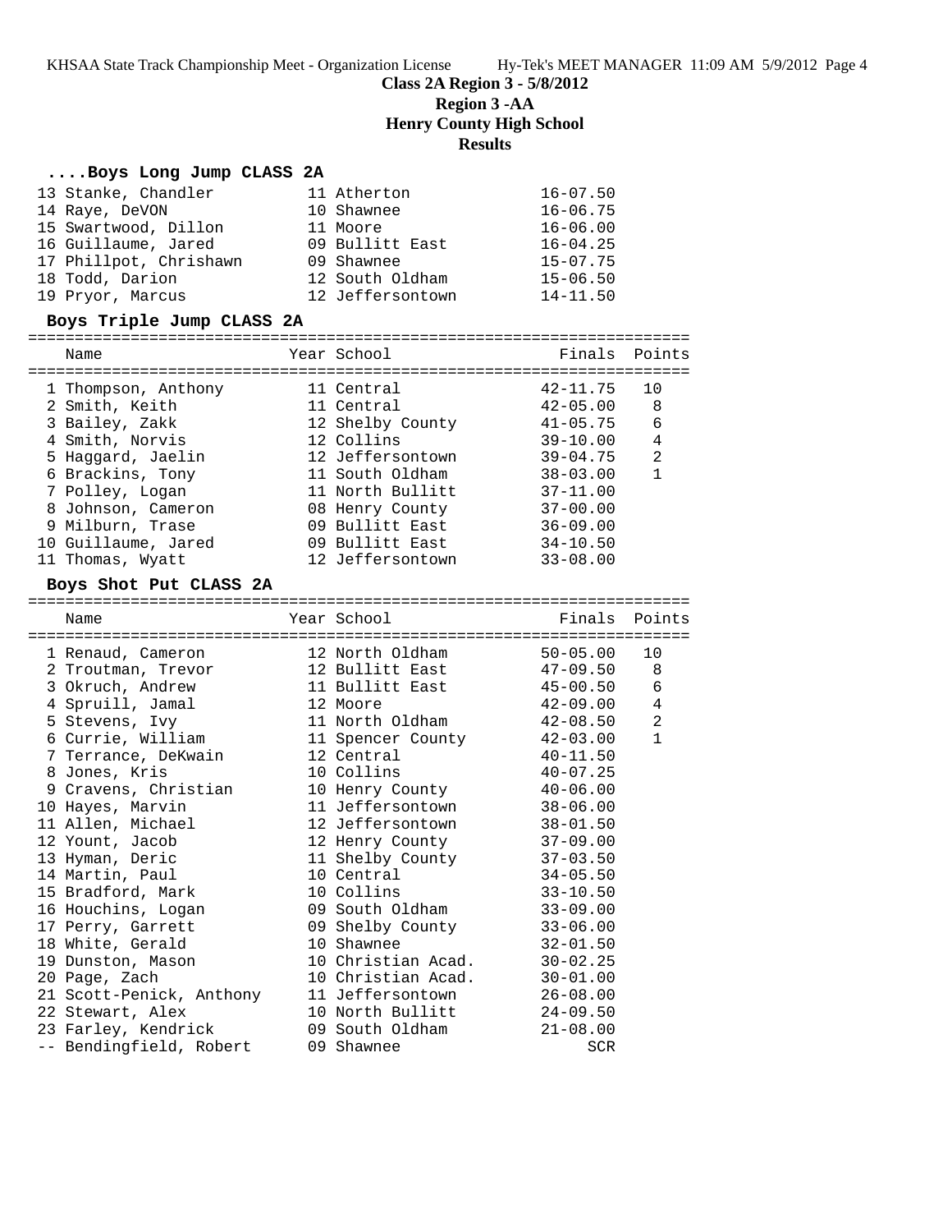**Class 2A Region 3 - 5/8/2012**

**Region 3 -AA**

**Henry County High School**

**Results**

### ....Boys Long Jump CLASS 2A

| Name | Year | School | Finals | Points |
|---|---|---|---|---|
| 13 Stanke, Chandler | 11 | Atherton | 16-07.50 | |
| 14 Raye, DeVON | 10 | Shawnee | 16-06.75 | |
| 15 Swartwood, Dillon | 11 | Moore | 16-06.00 | |
| 16 Guillaume, Jared | 09 | Bullitt East | 16-04.25 | |
| 17 Phillpot, Chrishawn | 09 | Shawnee | 15-07.75 | |
| 18 Todd, Darion | 12 | South Oldham | 15-06.50 | |
| 19 Pryor, Marcus | 12 | Jeffersontown | 14-11.50 | |

### Boys Triple Jump CLASS 2A

| Name | Year | School | Finals | Points |
|---|---|---|---|---|
| 1 Thompson, Anthony | 11 | Central | 42-11.75 | 10 |
| 2 Smith, Keith | 11 | Central | 42-05.00 | 8 |
| 3 Bailey, Zakk | 12 | Shelby County | 41-05.75 | 6 |
| 4 Smith, Norvis | 12 | Collins | 39-10.00 | 4 |
| 5 Haggard, Jaelin | 12 | Jeffersontown | 39-04.75 | 2 |
| 6 Brackins, Tony | 11 | South Oldham | 38-03.00 | 1 |
| 7 Polley, Logan | 11 | North Bullitt | 37-11.00 | |
| 8 Johnson, Cameron | 08 | Henry County | 37-00.00 | |
| 9 Milburn, Trase | 09 | Bullitt East | 36-09.00 | |
| 10 Guillaume, Jared | 09 | Bullitt East | 34-10.50 | |
| 11 Thomas, Wyatt | 12 | Jeffersontown | 33-08.00 | |

### Boys Shot Put CLASS 2A

| Name | Year | School | Finals | Points |
|---|---|---|---|---|
| 1 Renaud, Cameron | 12 | North Oldham | 50-05.00 | 10 |
| 2 Troutman, Trevor | 12 | Bullitt East | 47-09.50 | 8 |
| 3 Okruch, Andrew | 11 | Bullitt East | 45-00.50 | 6 |
| 4 Spruill, Jamal | 12 | Moore | 42-09.00 | 4 |
| 5 Stevens, Ivy | 11 | North Oldham | 42-08.50 | 2 |
| 6 Currie, William | 11 | Spencer County | 42-03.00 | 1 |
| 7 Terrance, DeKwain | 12 | Central | 40-11.50 | |
| 8 Jones, Kris | 10 | Collins | 40-07.25 | |
| 9 Cravens, Christian | 10 | Henry County | 40-06.00 | |
| 10 Hayes, Marvin | 11 | Jeffersontown | 38-06.00 | |
| 11 Allen, Michael | 12 | Jeffersontown | 38-01.50 | |
| 12 Yount, Jacob | 12 | Henry County | 37-09.00 | |
| 13 Hyman, Deric | 11 | Shelby County | 37-03.50 | |
| 14 Martin, Paul | 10 | Central | 34-05.50 | |
| 15 Bradford, Mark | 10 | Collins | 33-10.50 | |
| 16 Houchins, Logan | 09 | South Oldham | 33-09.00 | |
| 17 Perry, Garrett | 09 | Shelby County | 33-06.00 | |
| 18 White, Gerald | 10 | Shawnee | 32-01.50 | |
| 19 Dunston, Mason | 10 | Christian Acad. | 30-02.25 | |
| 20 Page, Zach | 10 | Christian Acad. | 30-01.00 | |
| 21 Scott-Penick, Anthony | 11 | Jeffersontown | 26-08.00 | |
| 22 Stewart, Alex | 10 | North Bullitt | 24-09.50 | |
| 23 Farley, Kendrick | 09 | South Oldham | 21-08.00 | |
| -- Bendingfield, Robert | 09 | Shawnee | SCR | |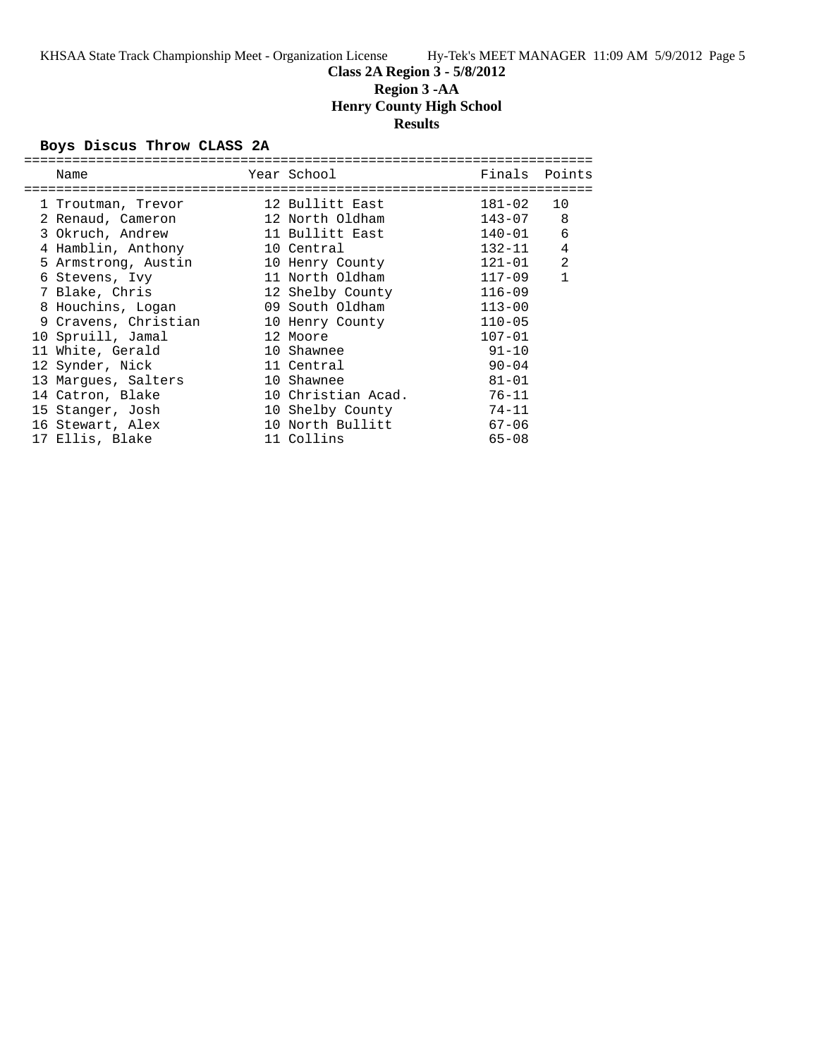**Class 2A Region 3 - 5/8/2012**

**Region 3 -AA**

**Henry County High School**

**Results**

### Boys Discus Throw CLASS 2A

| | Name | Year | School | Finals | Points |
|---|---|---|---|---|---|
| 1 | Troutman, Trevor | 12 | Bullitt East | 181-02 | 10 |
| 2 | Renaud, Cameron | 12 | North Oldham | 143-07 | 8 |
| 3 | Okruch, Andrew | 11 | Bullitt East | 140-01 | 6 |
| 4 | Hamblin, Anthony | 10 | Central | 132-11 | 4 |
| 5 | Armstrong, Austin | 10 | Henry County | 121-01 | 2 |
| 6 | Stevens, Ivy | 11 | North Oldham | 117-09 | 1 |
| 7 | Blake, Chris | 12 | Shelby County | 116-09 | |
| 8 | Houchins, Logan | 09 | South Oldham | 113-00 | |
| 9 | Cravens, Christian | 10 | Henry County | 110-05 | |
| 10 | Spruill, Jamal | 12 | Moore | 107-01 | |
| 11 | White, Gerald | 10 | Shawnee | 91-10 | |
| 12 | Synder, Nick | 11 | Central | 90-04 | |
| 13 | Margues, Salters | 10 | Shawnee | 81-01 | |
| 14 | Catron, Blake | 10 | Christian Acad. | 76-11 | |
| 15 | Stanger, Josh | 10 | Shelby County | 74-11 | |
| 16 | Stewart, Alex | 10 | North Bullitt | 67-06 | |
| 17 | Ellis, Blake | 11 | Collins | 65-08 | |